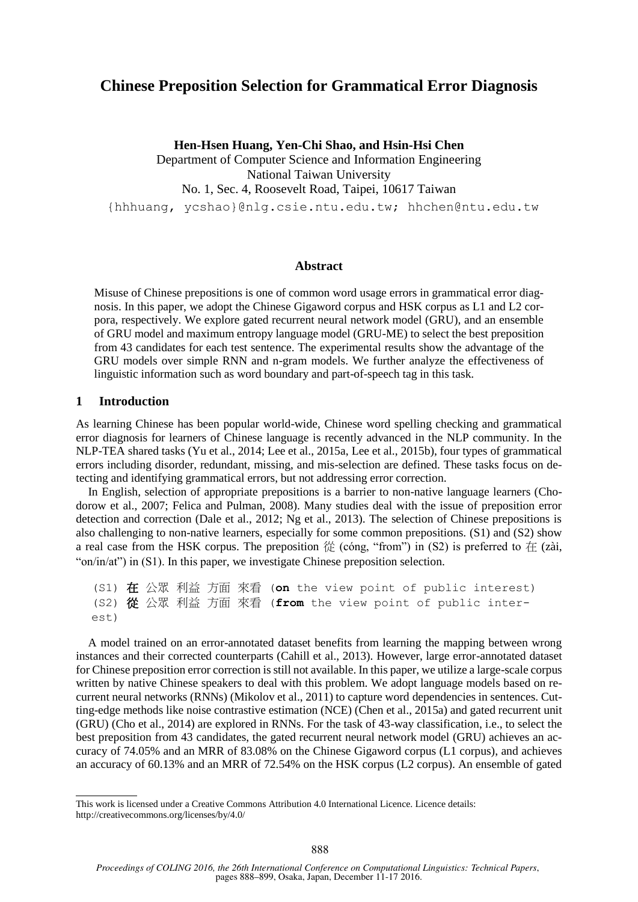# Chinese Preposition Selection for Grammatical Error Diagnosis

**Hen-Hsen Huang, Yen-Chi Shao, and Hsin-Hsi Chen**

Department of Computer Science and Information Engineering
National Taiwan University
No. 1, Sec. 4, Roosevelt Road, Taipei, 10617 Taiwan

{hhhuang, ycshao}@nlg.csie.ntu.edu.tw; hhchen@ntu.edu.tw

## Abstract

Misuse of Chinese prepositions is one of common word usage errors in grammatical error diagnosis. In this paper, we adopt the Chinese Gigaword corpus and HSK corpus as L1 and L2 corpora, respectively. We explore gated recurrent neural network model (GRU), and an ensemble of GRU model and maximum entropy language model (GRU-ME) to select the best preposition from 43 candidates for each test sentence. The experimental results show the advantage of the GRU models over simple RNN and n-gram models. We further analyze the effectiveness of linguistic information such as word boundary and part-of-speech tag in this task.

## 1 Introduction

As learning Chinese has been popular world-wide, Chinese word spelling checking and grammatical error diagnosis for learners of Chinese language is recently advanced in the NLP community. In the NLP-TEA shared tasks (Yu et al., 2014; Lee et al., 2015a, Lee et al., 2015b), four types of grammatical errors including disorder, redundant, missing, and mis-selection are defined. These tasks focus on detecting and identifying grammatical errors, but not addressing error correction.

In English, selection of appropriate prepositions is a barrier to non-native language learners (Chodorow et al., 2007; Felica and Pulman, 2008). Many studies deal with the issue of preposition error detection and correction (Dale et al., 2012; Ng et al., 2013). The selection of Chinese prepositions is also challenging to non-native learners, especially for some common prepositions. (S1) and (S2) show a real case from the HSK corpus. The preposition 從 (cóng, "from") in (S2) is preferred to 在 (zài, "on/in/at") in (S1). In this paper, we investigate Chinese preposition selection.

(S1) **在** 公眾 利益 方面 來看 (**on** the view point of public interest)
(S2) **從** 公眾 利益 方面 來看 (**from** the view point of public interest)

A model trained on an error-annotated dataset benefits from learning the mapping between wrong instances and their corrected counterparts (Cahill et al., 2013). However, large error-annotated dataset for Chinese preposition error correction is still not available. In this paper, we utilize a large-scale corpus written by native Chinese speakers to deal with this problem. We adopt language models based on recurrent neural networks (RNNs) (Mikolov et al., 2011) to capture word dependencies in sentences. Cutting-edge methods like noise contrastive estimation (NCE) (Chen et al., 2015a) and gated recurrent unit (GRU) (Cho et al., 2014) are explored in RNNs. For the task of 43-way classification, i.e., to select the best preposition from 43 candidates, the gated recurrent neural network model (GRU) achieves an accuracy of 74.05% and an MRR of 83.08% on the Chinese Gigaword corpus (L1 corpus), and achieves an accuracy of 60.13% and an MRR of 72.54% on the HSK corpus (L2 corpus). An ensemble of gated

This work is licensed under a Creative Commons Attribution 4.0 International Licence. Licence details: http://creativecommons.org/licenses/by/4.0/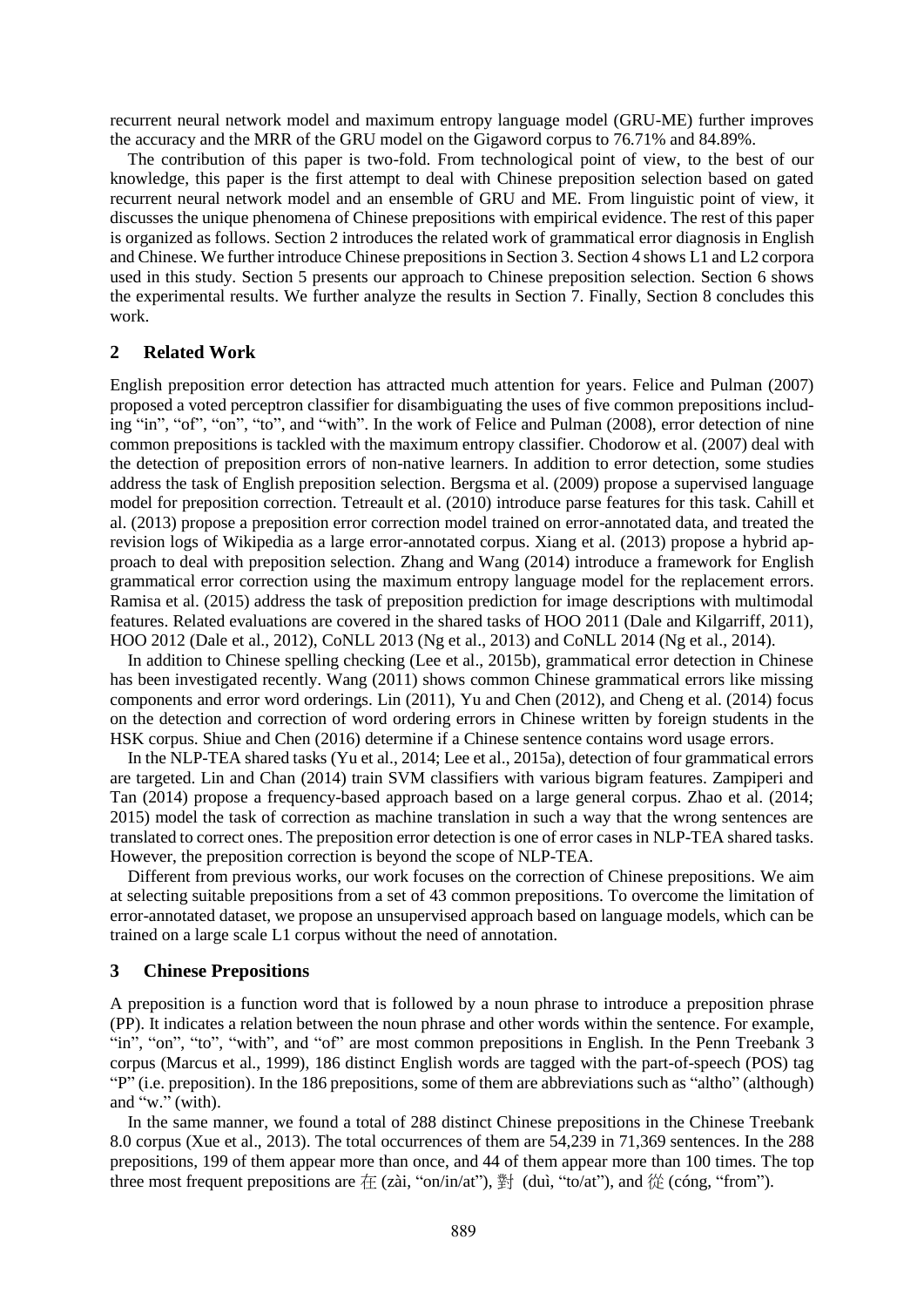recurrent neural network model and maximum entropy language model (GRU-ME) further improves the accuracy and the MRR of the GRU model on the Gigaword corpus to 76.71% and 84.89%.

The contribution of this paper is two-fold. From technological point of view, to the best of our knowledge, this paper is the first attempt to deal with Chinese preposition selection based on gated recurrent neural network model and an ensemble of GRU and ME. From linguistic point of view, it discusses the unique phenomena of Chinese prepositions with empirical evidence. The rest of this paper is organized as follows. Section 2 introduces the related work of grammatical error diagnosis in English and Chinese. We further introduce Chinese prepositions in Section 3. Section 4 shows L1 and L2 corpora used in this study. Section 5 presents our approach to Chinese preposition selection. Section 6 shows the experimental results. We further analyze the results in Section 7. Finally, Section 8 concludes this work.

## 2 Related Work

English preposition error detection has attracted much attention for years. Felice and Pulman (2007) proposed a voted perceptron classifier for disambiguating the uses of five common prepositions including "in", "of", "on", "to", and "with". In the work of Felice and Pulman (2008), error detection of nine common prepositions is tackled with the maximum entropy classifier. Chodorow et al. (2007) deal with the detection of preposition errors of non-native learners. In addition to error detection, some studies address the task of English preposition selection. Bergsma et al. (2009) propose a supervised language model for preposition correction. Tetreault et al. (2010) introduce parse features for this task. Cahill et al. (2013) propose a preposition error correction model trained on error-annotated data, and treated the revision logs of Wikipedia as a large error-annotated corpus. Xiang et al. (2013) propose a hybrid approach to deal with preposition selection. Zhang and Wang (2014) introduce a framework for English grammatical error correction using the maximum entropy language model for the replacement errors. Ramisa et al. (2015) address the task of preposition prediction for image descriptions with multimodal features. Related evaluations are covered in the shared tasks of HOO 2011 (Dale and Kilgarriff, 2011), HOO 2012 (Dale et al., 2012), CoNLL 2013 (Ng et al., 2013) and CoNLL 2014 (Ng et al., 2014).

In addition to Chinese spelling checking (Lee et al., 2015b), grammatical error detection in Chinese has been investigated recently. Wang (2011) shows common Chinese grammatical errors like missing components and error word orderings. Lin (2011), Yu and Chen (2012), and Cheng et al. (2014) focus on the detection and correction of word ordering errors in Chinese written by foreign students in the HSK corpus. Shiue and Chen (2016) determine if a Chinese sentence contains word usage errors.

In the NLP-TEA shared tasks (Yu et al., 2014; Lee et al., 2015a), detection of four grammatical errors are targeted. Lin and Chan (2014) train SVM classifiers with various bigram features. Zampiperi and Tan (2014) propose a frequency-based approach based on a large general corpus. Zhao et al. (2014; 2015) model the task of correction as machine translation in such a way that the wrong sentences are translated to correct ones. The preposition error detection is one of error cases in NLP-TEA shared tasks. However, the preposition correction is beyond the scope of NLP-TEA.

Different from previous works, our work focuses on the correction of Chinese prepositions. We aim at selecting suitable prepositions from a set of 43 common prepositions. To overcome the limitation of error-annotated dataset, we propose an unsupervised approach based on language models, which can be trained on a large scale L1 corpus without the need of annotation.

## 3 Chinese Prepositions

A preposition is a function word that is followed by a noun phrase to introduce a preposition phrase (PP). It indicates a relation between the noun phrase and other words within the sentence. For example, "in", "on", "to", "with", and "of" are most common prepositions in English. In the Penn Treebank 3 corpus (Marcus et al., 1999), 186 distinct English words are tagged with the part-of-speech (POS) tag "P" (i.e. preposition). In the 186 prepositions, some of them are abbreviations such as "altho" (although) and "w." (with).

In the same manner, we found a total of 288 distinct Chinese prepositions in the Chinese Treebank 8.0 corpus (Xue et al., 2013). The total occurrences of them are 54,239 in 71,369 sentences. In the 288 prepositions, 199 of them appear more than once, and 44 of them appear more than 100 times. The top three most frequent prepositions are 在 (zài, "on/in/at"), 對 (duì, "to/at"), and 從 (cóng, "from").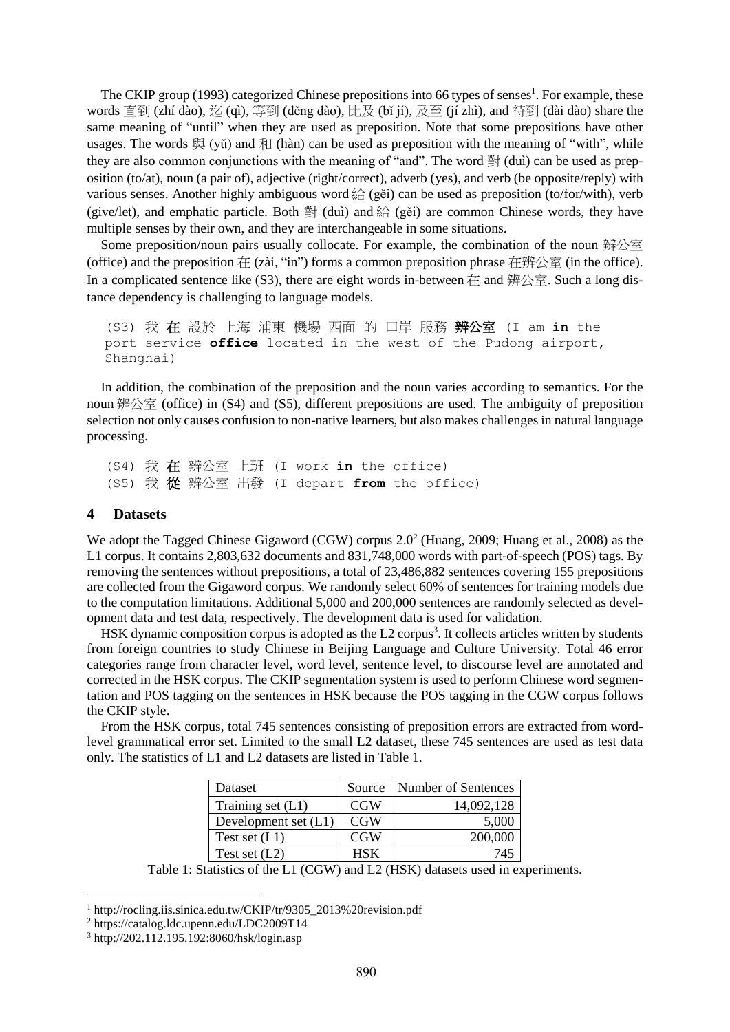The CKIP group (1993) categorized Chinese prepositions into 66 types of senses[1]. For example, these words 直到 (zhí dào), 迄 (qì), 等到 (děng dào), 比及 (bǐ jí), 及至 (jí zhì), and 待到 (dài dào) share the same meaning of "until" when they are used as preposition. Note that some prepositions have other usages. The words 與 (yǔ) and 和 (hàn) can be used as preposition with the meaning of "with", while they are also common conjunctions with the meaning of "and". The word 對 (duì) can be used as preposition (to/at), noun (a pair of), adjective (right/correct), adverb (yes), and verb (be opposite/reply) with various senses. Another highly ambiguous word 給 (gěi) can be used as preposition (to/for/with), verb (give/let), and emphatic particle. Both 對 (duì) and 給 (gěi) are common Chinese words, they have multiple senses by their own, and they are interchangeable in some situations.

Some preposition/noun pairs usually collocate. For example, the combination of the noun 辦公室 (office) and the preposition 在 (zài, "in") forms a common preposition phrase 在辦公室 (in the office). In a complicated sentence like (S3), there are eight words in-between 在 and 辦公室. Such a long distance dependency is challenging to language models.

(S3) 我 **在** 設於 上海 浦東 機場 西面 的 口岸 服務 **辦公室** (I am **in** the port service **office** located in the west of the Pudong airport, Shanghai)

In addition, the combination of the preposition and the noun varies according to semantics. For the noun 辦公室 (office) in (S4) and (S5), different prepositions are used. The ambiguity of preposition selection not only causes confusion to non-native learners, but also makes challenges in natural language processing.

(S4) 我 **在** 辦公室 上班 (I work **in** the office)
(S5) 我 **從** 辦公室 出發 (I depart **from** the office)

## 4 Datasets

We adopt the Tagged Chinese Gigaword (CGW) corpus 2.0[2] (Huang, 2009; Huang et al., 2008) as the L1 corpus. It contains 2,803,632 documents and 831,748,000 words with part-of-speech (POS) tags. By removing the sentences without prepositions, a total of 23,486,882 sentences covering 155 prepositions are collected from the Gigaword corpus. We randomly select 60% of sentences for training models due to the computation limitations. Additional 5,000 and 200,000 sentences are randomly selected as development data and test data, respectively. The development data is used for validation.

HSK dynamic composition corpus is adopted as the L2 corpus[3]. It collects articles written by students from foreign countries to study Chinese in Beijing Language and Culture University. Total 46 error categories range from character level, word level, sentence level, to discourse level are annotated and corrected in the HSK corpus. The CKIP segmentation system is used to perform Chinese word segmentation and POS tagging on the sentences in HSK because the POS tagging in the CGW corpus follows the CKIP style.

From the HSK corpus, total 745 sentences consisting of preposition errors are extracted from word-level grammatical error set. Limited to the small L2 dataset, these 745 sentences are used as test data only. The statistics of L1 and L2 datasets are listed in Table 1.

| Dataset | Source | Number of Sentences |
|---|---|---|
| Training set (L1) | CGW | 14,092,128 |
| Development set (L1) | CGW | 5,000 |
| Test set (L1) | CGW | 200,000 |
| Test set (L2) | HSK | 745 |

Table 1: Statistics of the L1 (CGW) and L2 (HSK) datasets used in experiments.

[1] http://rocling.iis.sinica.edu.tw/CKIP/tr/9305_2013%20revision.pdf
[2] https://catalog.ldc.upenn.edu/LDC2009T14
[3] http://202.112.195.192:8060/hsk/login.asp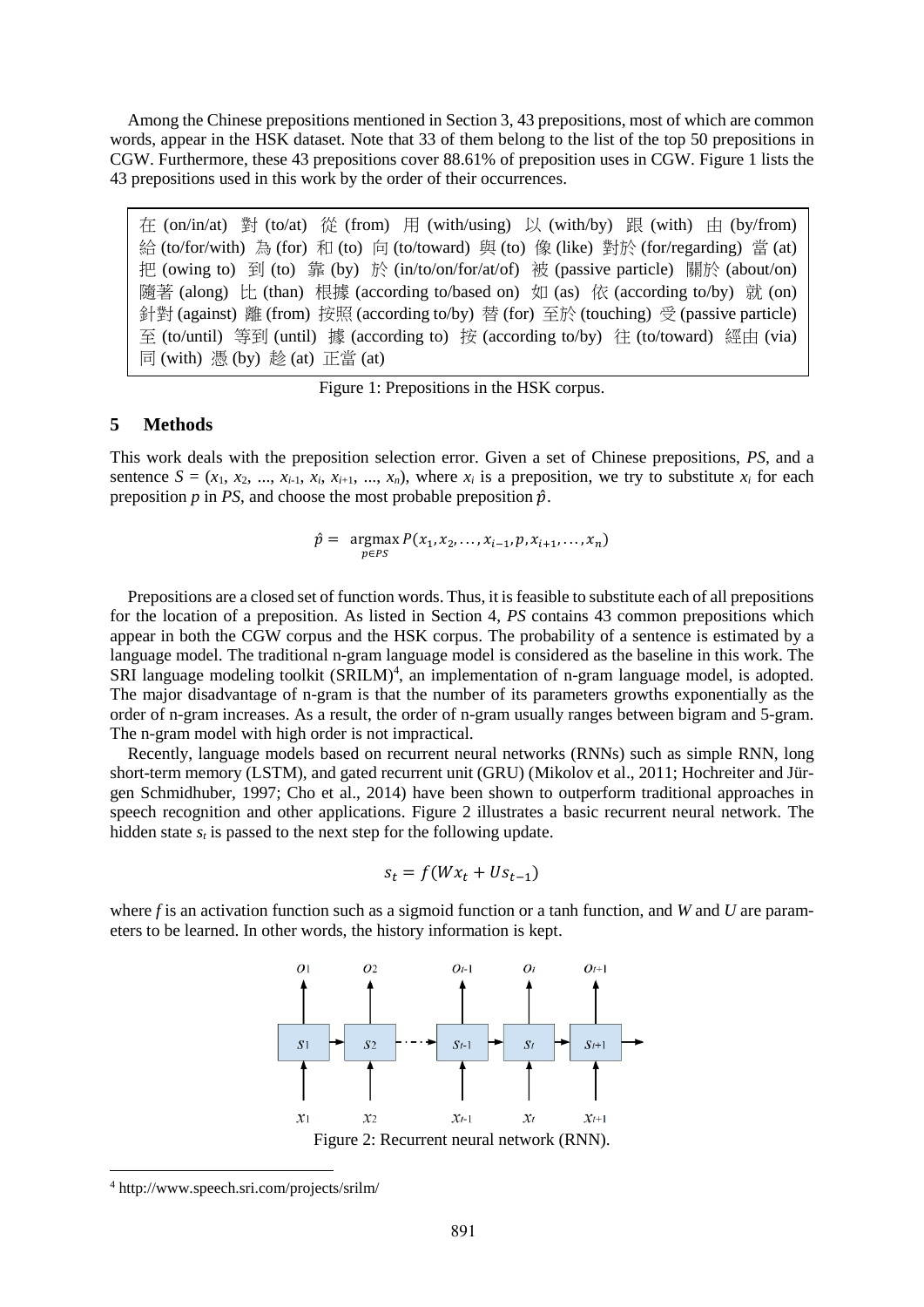Among the Chinese prepositions mentioned in Section 3, 43 prepositions, most of which are common words, appear in the HSK dataset. Note that 33 of them belong to the list of the top 50 prepositions in CGW. Furthermore, these 43 prepositions cover 88.61% of preposition uses in CGW. Figure 1 lists the 43 prepositions used in this work by the order of their occurrences.

在 (on/in/at) 對 (to/at) 從 (from) 用 (with/using) 以 (with/by) 跟 (with) 由 (by/from) 給 (to/for/with) 為 (for) 和 (to) 向 (to/toward) 與 (to) 像 (like) 對於 (for/regarding) 當 (at) 把 (owing to) 到 (to) 靠 (by) 於 (in/to/on/for/at/of) 被 (passive particle) 關於 (about/on) 隨著 (along) 比 (than) 根據 (according to/based on) 如 (as) 依 (according to/by) 就 (on) 針對 (against) 離 (from) 按照 (according to/by) 替 (for) 至於 (touching) 受 (passive particle) 至 (to/until) 等到 (until) 據 (according to) 按 (according to/by) 往 (to/toward) 經由 (via) 同 (with) 憑 (by) 趁 (at) 正當 (at)

Figure 1: Prepositions in the HSK corpus.

## 5 Methods

This work deals with the preposition selection error. Given a set of Chinese prepositions, *PS*, and a sentence $S = (x_1, x_2, ..., x_{i-1}, x_i, x_{i+1}, ..., x_n)$, where $x_i$ is a preposition, we try to substitute $x_i$ for each preposition $p$ in *PS*, and choose the most probable preposition $\hat{p}$.

$$\hat{p} = \underset{p \in PS}{\operatorname{argmax}}\, P(x_1, x_2, \ldots, x_{i-1}, p, x_{i+1}, \ldots, x_n)$$

Prepositions are a closed set of function words. Thus, it is feasible to substitute each of all prepositions for the location of a preposition. As listed in Section 4, *PS* contains 43 common prepositions which appear in both the CGW corpus and the HSK corpus. The probability of a sentence is estimated by a language model. The traditional n-gram language model is considered as the baseline in this work. The SRI language modeling toolkit (SRILM)[4], an implementation of n-gram language model, is adopted. The major disadvantage of n-gram is that the number of its parameters growths exponentially as the order of n-gram increases. As a result, the order of n-gram usually ranges between bigram and 5-gram. The n-gram model with high order is not impractical.

Recently, language models based on recurrent neural networks (RNNs) such as simple RNN, long short-term memory (LSTM), and gated recurrent unit (GRU) (Mikolov et al., 2011; Hochreiter and Jürgen Schmidhuber, 1997; Cho et al., 2014) have been shown to outperform traditional approaches in speech recognition and other applications. Figure 2 illustrates a basic recurrent neural network. The hidden state $s_t$ is passed to the next step for the following update.

$$s_t = f(Wx_t + Us_{t-1})$$

where $f$ is an activation function such as a sigmoid function or a tanh function, and $W$ and $U$ are parameters to be learned. In other words, the history information is kept.

Figure 2: Recurrent neural network (RNN).

[4] http://www.speech.sri.com/projects/srilm/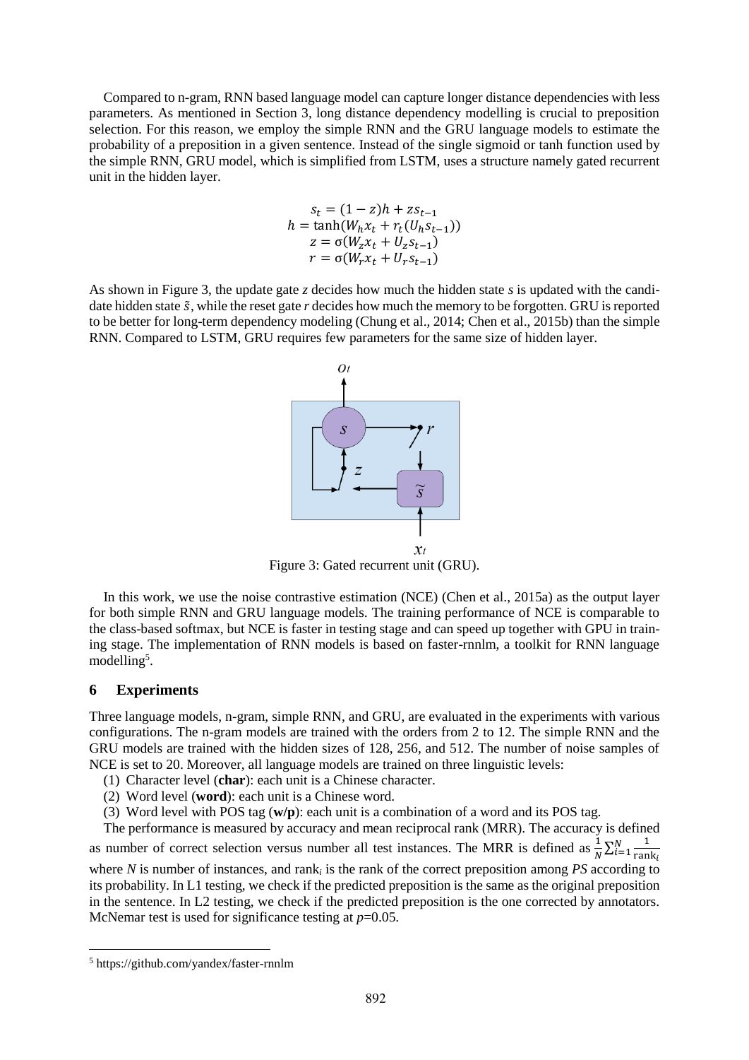Compared to n-gram, RNN based language model can capture longer distance dependencies with less parameters. As mentioned in Section 3, long distance dependency modelling is crucial to preposition selection. For this reason, we employ the simple RNN and the GRU language models to estimate the probability of a preposition in a given sentence. Instead of the single sigmoid or tanh function used by the simple RNN, GRU model, which is simplified from LSTM, uses a structure namely gated recurrent unit in the hidden layer.

$$
\begin{gathered}
s_t = (1-z)h + zs_{t-1} \\
h = \tanh(W_h x_t + r_t(U_h s_{t-1})) \\
z = \sigma(W_z x_t + U_z s_{t-1}) \\
r = \sigma(W_r x_t + U_r s_{t-1})
\end{gathered}
$$

As shown in Figure 3, the update gate $z$ decides how much the hidden state $s$ is updated with the candidate hidden state $\tilde{s}$, while the reset gate $r$ decides how much the memory to be forgotten. GRU is reported to be better for long-term dependency modeling (Chung et al., 2014; Chen et al., 2015b) than the simple RNN. Compared to LSTM, GRU requires few parameters for the same size of hidden layer.

Figure 3: Gated recurrent unit (GRU).

In this work, we use the noise contrastive estimation (NCE) (Chen et al., 2015a) as the output layer for both simple RNN and GRU language models. The training performance of NCE is comparable to the class-based softmax, but NCE is faster in testing stage and can speed up together with GPU in training stage. The implementation of RNN models is based on faster-rnnlm, a toolkit for RNN language modelling[5].

## 6 Experiments

Three language models, n-gram, simple RNN, and GRU, are evaluated in the experiments with various configurations. The n-gram models are trained with the orders from 2 to 12. The simple RNN and the GRU models are trained with the hidden sizes of 128, 256, and 512. The number of noise samples of NCE is set to 20. Moreover, all language models are trained on three linguistic levels:

(1) Character level (**char**): each unit is a Chinese character.
(2) Word level (**word**): each unit is a Chinese word.
(3) Word level with POS tag (**w/p**): each unit is a combination of a word and its POS tag.

The performance is measured by accuracy and mean reciprocal rank (MRR). The accuracy is defined as number of correct selection versus number all test instances. The MRR is defined as $\frac{1}{N}\sum_{i=1}^{N}\frac{1}{\text{rank}_i}$ where $N$ is number of instances, and $\text{rank}_i$ is the rank of the correct preposition among *PS* according to its probability. In L1 testing, we check if the predicted preposition is the same as the original preposition in the sentence. In L2 testing, we check if the predicted preposition is the one corrected by annotators. McNemar test is used for significance testing at $p$=0.05.

[5] https://github.com/yandex/faster-rnnlm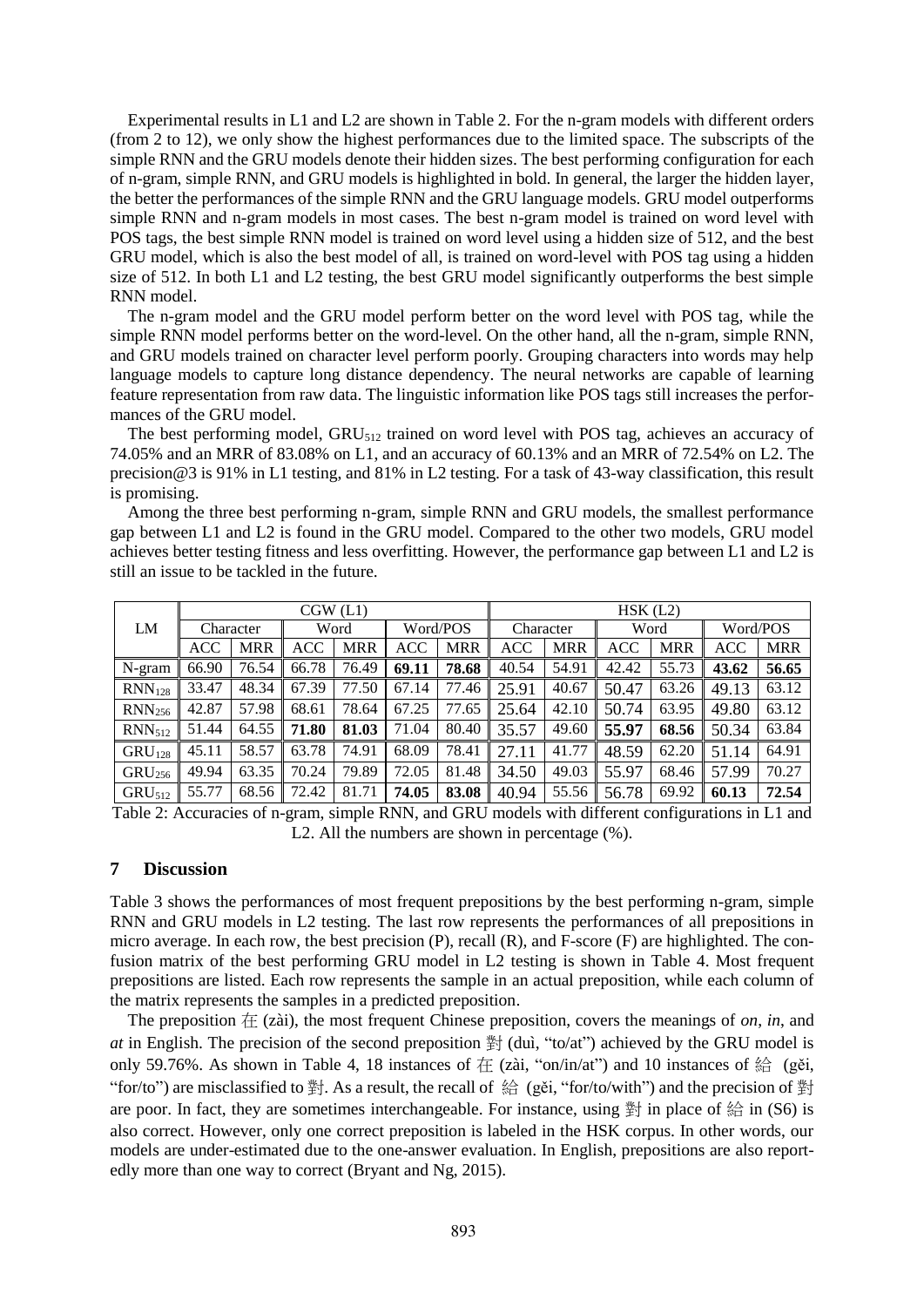Experimental results in L1 and L2 are shown in Table 2. For the n-gram models with different orders (from 2 to 12), we only show the highest performances due to the limited space. The subscripts of the simple RNN and the GRU models denote their hidden sizes. The best performing configuration for each of n-gram, simple RNN, and GRU models is highlighted in bold. In general, the larger the hidden layer, the better the performances of the simple RNN and the GRU language models. GRU model outperforms simple RNN and n-gram models in most cases. The best n-gram model is trained on word level with POS tags, the best simple RNN model is trained on word level using a hidden size of 512, and the best GRU model, which is also the best model of all, is trained on word-level with POS tag using a hidden size of 512. In both L1 and L2 testing, the best GRU model significantly outperforms the best simple RNN model.

The n-gram model and the GRU model perform better on the word level with POS tag, while the simple RNN model performs better on the word-level. On the other hand, all the n-gram, simple RNN, and GRU models trained on character level perform poorly. Grouping characters into words may help language models to capture long distance dependency. The neural networks are capable of learning feature representation from raw data. The linguistic information like POS tags still increases the performances of the GRU model.

The best performing model, $GRU_{512}$ trained on word level with POS tag, achieves an accuracy of 74.05% and an MRR of 83.08% on L1, and an accuracy of 60.13% and an MRR of 72.54% on L2. The precision@3 is 91% in L1 testing, and 81% in L2 testing. For a task of 43-way classification, this result is promising.

Among the three best performing n-gram, simple RNN and GRU models, the smallest performance gap between L1 and L2 is found in the GRU model. Compared to the other two models, GRU model achieves better testing fitness and less overfitting. However, the performance gap between L1 and L2 is still an issue to be tackled in the future.

| LM | CGW (L1) | | | | | | HSK (L2) | | | | | |
|---|---|---|---|---|---|---|---|---|---|---|---|---|
| | Character | | Word | | Word/POS | | Character | | Word | | Word/POS | |
| | ACC | MRR | ACC | MRR | ACC | MRR | ACC | MRR | ACC | MRR | ACC | MRR |
| N-gram | 66.90 | 76.54 | 66.78 | 76.49 | **69.11** | **78.68** | 40.54 | 54.91 | 42.42 | 55.73 | **43.62** | **56.65** |
| $RNN_{128}$ | 33.47 | 48.34 | 67.39 | 77.50 | 67.14 | 77.46 | 25.91 | 40.67 | 50.47 | 63.26 | 49.13 | 63.12 |
| $RNN_{256}$ | 42.87 | 57.98 | 68.61 | 78.64 | 67.25 | 77.65 | 25.64 | 42.10 | 50.74 | 63.95 | 49.80 | 63.12 |
| $RNN_{512}$ | 51.44 | 64.55 | **71.80** | **81.03** | 71.04 | 80.40 | 35.57 | 49.60 | **55.97** | **68.56** | 50.34 | 63.84 |
| $GRU_{128}$ | 45.11 | 58.57 | 63.78 | 74.91 | 68.09 | 78.41 | 27.11 | 41.77 | 48.59 | 62.20 | 51.14 | 64.91 |
| $GRU_{256}$ | 49.94 | 63.35 | 70.24 | 79.89 | 72.05 | 81.48 | 34.50 | 49.03 | 55.97 | 68.46 | 57.99 | 70.27 |
| $GRU_{512}$ | 55.77 | 68.56 | 72.42 | 81.71 | **74.05** | **83.08** | 40.94 | 55.56 | 56.78 | 69.92 | **60.13** | **72.54** |

Table 2: Accuracies of n-gram, simple RNN, and GRU models with different configurations in L1 and L2. All the numbers are shown in percentage (%).

## 7 Discussion

Table 3 shows the performances of most frequent prepositions by the best performing n-gram, simple RNN and GRU models in L2 testing. The last row represents the performances of all prepositions in micro average. In each row, the best precision (P), recall (R), and F-score (F) are highlighted. The confusion matrix of the best performing GRU model in L2 testing is shown in Table 4. Most frequent prepositions are listed. Each row represents the sample in an actual preposition, while each column of the matrix represents the samples in a predicted preposition.

The preposition 在 (zài), the most frequent Chinese preposition, covers the meanings of *on*, *in*, and *at* in English. The precision of the second preposition 對 (duì, "to/at") achieved by the GRU model is only 59.76%. As shown in Table 4, 18 instances of 在 (zài, "on/in/at") and 10 instances of 給 (gěi, "for/to") are misclassified to 對. As a result, the recall of 給 (gěi, "for/to/with") and the precision of 對 are poor. In fact, they are sometimes interchangeable. For instance, using 對 in place of 給 in (S6) is also correct. However, only one correct preposition is labeled in the HSK corpus. In other words, our models are under-estimated due to the one-answer evaluation. In English, prepositions are also reportedly more than one way to correct (Bryant and Ng, 2015).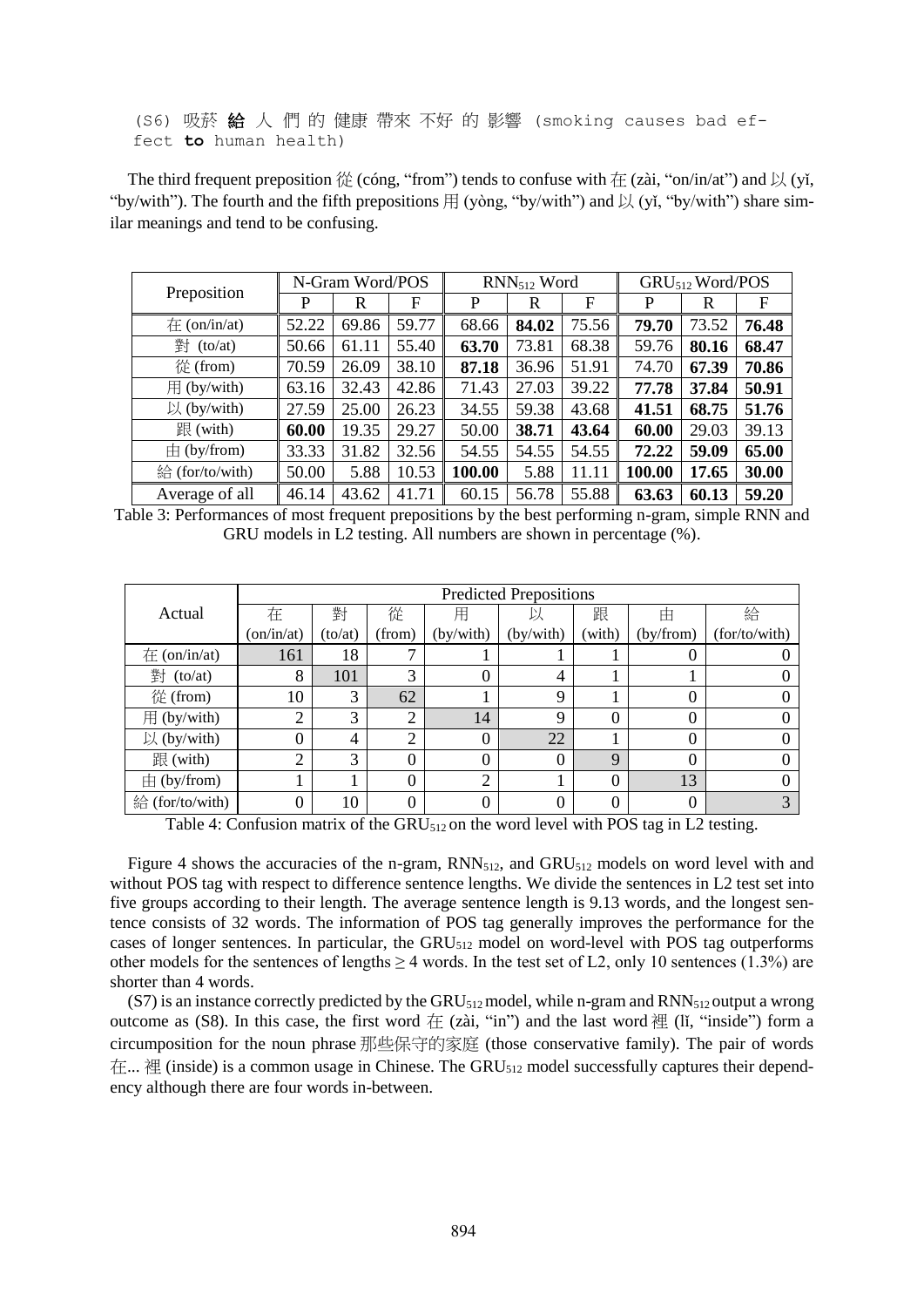```
(S6) 吸菸 給 人 們 的 健康 帶來 不好 的 影響 (smoking causes bad effect to human health)
```

The third frequent preposition 從 (cóng, "from") tends to confuse with 在 (zài, "on/in/at") and 以 (yǐ, "by/with"). The fourth and the fifth prepositions 用 (yòng, "by/with") and 以 (yǐ, "by/with") share similar meanings and tend to be confusing.

| Preposition | N-Gram Word/POS | | | $RNN_{512}$ Word | | | $GRU_{512}$ Word/POS | | |
|---|---|---|---|---|---|---|---|---|---|
| | P | R | F | P | R | F | P | R | F |
| 在 (on/in/at) | 52.22 | 69.86 | 59.77 | 68.66 | **84.02** | 75.56 | **79.70** | 73.52 | **76.48** |
| 對 (to/at) | 50.66 | 61.11 | 55.40 | **63.70** | 73.81 | 68.38 | 59.76 | **80.16** | **68.47** |
| 從 (from) | 70.59 | 26.09 | 38.10 | **87.18** | 36.96 | 51.91 | 74.70 | **67.39** | **70.86** |
| 用 (by/with) | 63.16 | 32.43 | 42.86 | 71.43 | 27.03 | 39.22 | **77.78** | **37.84** | **50.91** |
| 以 (by/with) | 27.59 | 25.00 | 26.23 | 34.55 | 59.38 | 43.68 | **41.51** | **68.75** | **51.76** |
| 跟 (with) | **60.00** | 19.35 | 29.27 | 50.00 | **38.71** | **43.64** | **60.00** | 29.03 | 39.13 |
| 由 (by/from) | 33.33 | 31.82 | 32.56 | 54.55 | 54.55 | 54.55 | **72.22** | **59.09** | **65.00** |
| 給 (for/to/with) | 50.00 | 5.88 | 10.53 | **100.00** | 5.88 | 11.11 | **100.00** | **17.65** | **30.00** |
| Average of all | 46.14 | 43.62 | 41.71 | 60.15 | 56.78 | 55.88 | **63.63** | **60.13** | **59.20** |

Table 3: Performances of most frequent prepositions by the best performing n-gram, simple RNN and GRU models in L2 testing. All numbers are shown in percentage (%).

| Actual | Predicted Prepositions | | | | | | | |
|---|---|---|---|---|---|---|---|---|
| | 在 (on/in/at) | 對 (to/at) | 從 (from) | 用 (by/with) | 以 (by/with) | 跟 (with) | 由 (by/from) | 給 (for/to/with) |
| 在 (on/in/at) | 161 | 18 | 7 | 1 | 1 | 1 | 0 | 0 |
| 對 (to/at) | 8 | 101 | 3 | 0 | 4 | 1 | 1 | 0 |
| 從 (from) | 10 | 3 | 62 | 1 | 9 | 1 | 0 | 0 |
| 用 (by/with) | 2 | 3 | 2 | 14 | 9 | 0 | 0 | 0 |
| 以 (by/with) | 0 | 4 | 2 | 0 | 22 | 1 | 0 | 0 |
| 跟 (with) | 2 | 3 | 0 | 0 | 0 | 9 | 0 | 0 |
| 由 (by/from) | 1 | 1 | 0 | 2 | 1 | 0 | 13 | 0 |
| 給 (for/to/with) | 0 | 10 | 0 | 0 | 0 | 0 | 0 | 3 |

Table 4: Confusion matrix of the $GRU_{512}$ on the word level with POS tag in L2 testing.

Figure 4 shows the accuracies of the n-gram, $RNN_{512}$, and $GRU_{512}$ models on word level with and without POS tag with respect to difference sentence lengths. We divide the sentences in L2 test set into five groups according to their length. The average sentence length is 9.13 words, and the longest sentence consists of 32 words. The information of POS tag generally improves the performance for the cases of longer sentences. In particular, the $GRU_{512}$ model on word-level with POS tag outperforms other models for the sentences of lengths ≥ 4 words. In the test set of L2, only 10 sentences (1.3%) are shorter than 4 words.

(S7) is an instance correctly predicted by the $GRU_{512}$ model, while n-gram and $RNN_{512}$ output a wrong outcome as (S8). In this case, the first word 在 (zài, "in") and the last word 裡 (lǐ, "inside") form a circumposition for the noun phrase 那些保守的家庭 (those conservative family). The pair of words 在... 裡 (inside) is a common usage in Chinese. The $GRU_{512}$ model successfully captures their dependency although there are four words in-between.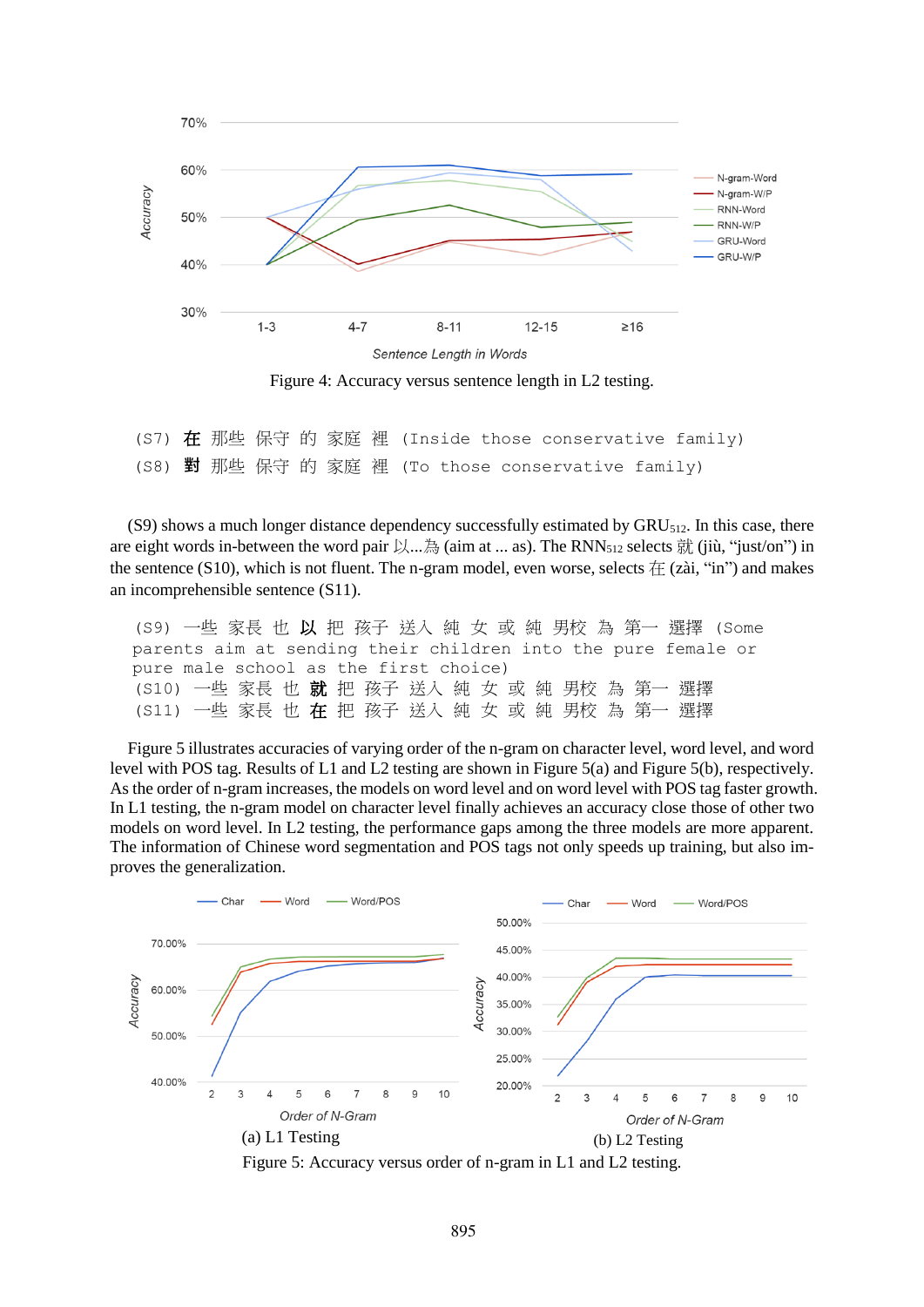Figure 4: Accuracy versus sentence length in L2 testing.

```
(S7) 在 那些 保守 的 家庭 裡 (Inside those conservative family)
(S8) 對 那些 保守 的 家庭 裡 (To those conservative family)
```

(S9) shows a much longer distance dependency successfully estimated by $GRU_{512}$. In this case, there are eight words in-between the word pair 以...為 (aim at ... as). The $RNN_{512}$ selects 就 (jiù, “just/on”) in the sentence (S10), which is not fluent. The n-gram model, even worse, selects 在 (zài, “in”) and makes an incomprehensible sentence (S11).

```
(S9) 一些 家長 也 以 把 孩子 送入 純 女 或 純 男校 為 第一 選擇 (Some
parents aim at sending their children into the pure female or
pure male school as the first choice)
(S10) 一些 家長 也 就 把 孩子 送入 純 女 或 純 男校 為 第一 選擇
(S11) 一些 家長 也 在 把 孩子 送入 純 女 或 純 男校 為 第一 選擇
```

Figure 5 illustrates accuracies of varying order of the n-gram on character level, word level, and word level with POS tag. Results of L1 and L2 testing are shown in Figure 5(a) and Figure 5(b), respectively. As the order of n-gram increases, the models on word level and on word level with POS tag faster growth. In L1 testing, the n-gram model on character level finally achieves an accuracy close those of other two models on word level. In L2 testing, the performance gaps among the three models are more apparent. The information of Chinese word segmentation and POS tags not only speeds up training, but also improves the generalization.

(a) L1 Testing

(b) L2 Testing

Figure 5: Accuracy versus order of n-gram in L1 and L2 testing.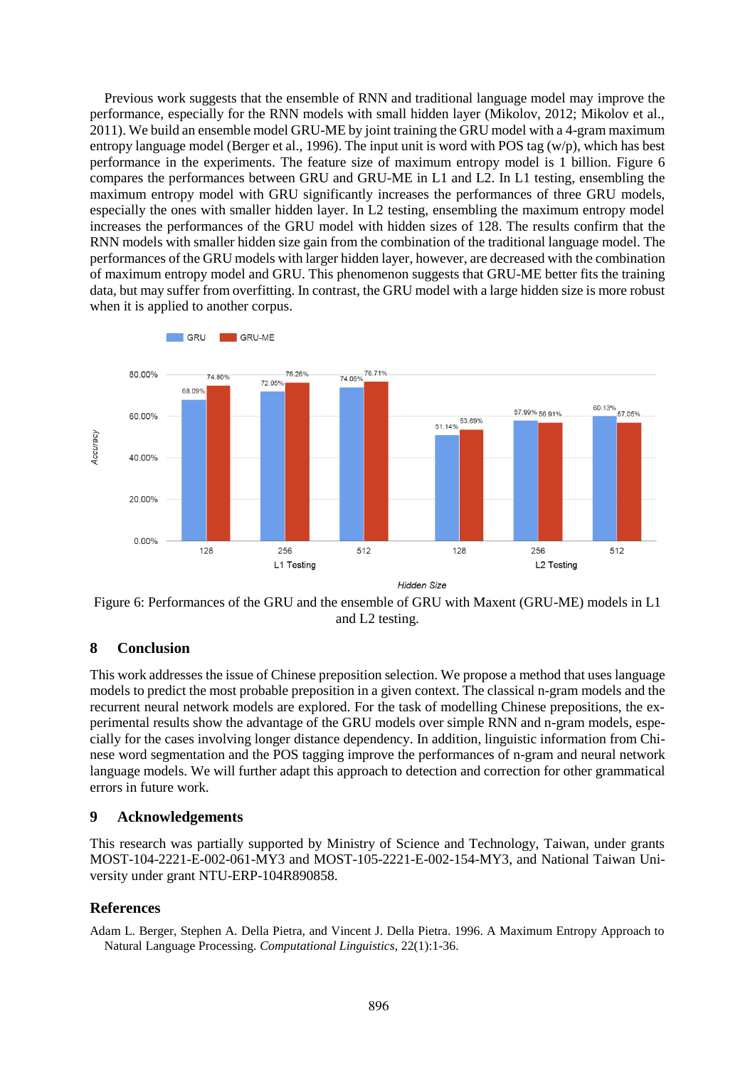Previous work suggests that the ensemble of RNN and traditional language model may improve the performance, especially for the RNN models with small hidden layer (Mikolov, 2012; Mikolov et al., 2011). We build an ensemble model GRU-ME by joint training the GRU model with a 4-gram maximum entropy language model (Berger et al., 1996). The input unit is word with POS tag (w/p), which has best performance in the experiments. The feature size of maximum entropy model is 1 billion. Figure 6 compares the performances between GRU and GRU-ME in L1 and L2. In L1 testing, ensembling the maximum entropy model with GRU significantly increases the performances of three GRU models, especially the ones with smaller hidden layer. In L2 testing, ensembling the maximum entropy model increases the performances of the GRU model with hidden sizes of 128. The results confirm that the RNN models with smaller hidden size gain from the combination of the traditional language model. The performances of the GRU models with larger hidden layer, however, are decreased with the combination of maximum entropy model and GRU. This phenomenon suggests that GRU-ME better fits the training data, but may suffer from overfitting. In contrast, the GRU model with a large hidden size is more robust when it is applied to another corpus.

Figure 6: Performances of the GRU and the ensemble of GRU with Maxent (GRU-ME) models in L1 and L2 testing.

## 8 Conclusion

This work addresses the issue of Chinese preposition selection. We propose a method that uses language models to predict the most probable preposition in a given context. The classical n-gram models and the recurrent neural network models are explored. For the task of modelling Chinese prepositions, the experimental results show the advantage of the GRU models over simple RNN and n-gram models, especially for the cases involving longer distance dependency. In addition, linguistic information from Chinese word segmentation and the POS tagging improve the performances of n-gram and neural network language models. We will further adapt this approach to detection and correction for other grammatical errors in future work.

## 9 Acknowledgements

This research was partially supported by Ministry of Science and Technology, Taiwan, under grants MOST-104-2221-E-002-061-MY3 and MOST-105-2221-E-002-154-MY3, and National Taiwan University under grant NTU-ERP-104R890858.

## References

Adam L. Berger, Stephen A. Della Pietra, and Vincent J. Della Pietra. 1996. A Maximum Entropy Approach to Natural Language Processing. *Computational Linguistics*, 22(1):1-36.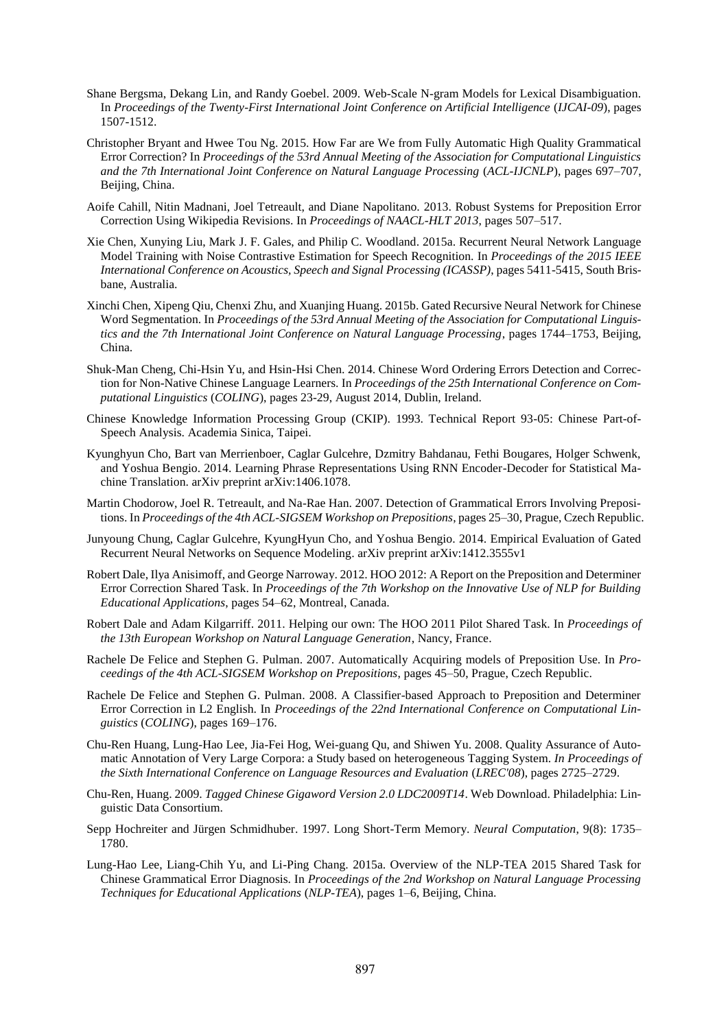Shane Bergsma, Dekang Lin, and Randy Goebel. 2009. Web-Scale N-gram Models for Lexical Disambiguation. In *Proceedings of the Twenty-First International Joint Conference on Artificial Intelligence* (*IJCAI-09*), pages 1507-1512.

Christopher Bryant and Hwee Tou Ng. 2015. How Far are We from Fully Automatic High Quality Grammatical Error Correction? In *Proceedings of the 53rd Annual Meeting of the Association for Computational Linguistics and the 7th International Joint Conference on Natural Language Processing* (*ACL-IJCNLP*), pages 697–707, Beijing, China.

Aoife Cahill, Nitin Madnani, Joel Tetreault, and Diane Napolitano. 2013. Robust Systems for Preposition Error Correction Using Wikipedia Revisions. In *Proceedings of NAACL-HLT 2013*, pages 507–517.

Xie Chen, Xunying Liu, Mark J. F. Gales, and Philip C. Woodland. 2015a. Recurrent Neural Network Language Model Training with Noise Contrastive Estimation for Speech Recognition. In *Proceedings of the 2015 IEEE International Conference on Acoustics, Speech and Signal Processing (ICASSP)*, pages 5411-5415, South Brisbane, Australia.

Xinchi Chen, Xipeng Qiu, Chenxi Zhu, and Xuanjing Huang. 2015b. Gated Recursive Neural Network for Chinese Word Segmentation. In *Proceedings of the 53rd Annual Meeting of the Association for Computational Linguistics and the 7th International Joint Conference on Natural Language Processing*, pages 1744–1753, Beijing, China.

Shuk-Man Cheng, Chi-Hsin Yu, and Hsin-Hsi Chen. 2014. Chinese Word Ordering Errors Detection and Correction for Non-Native Chinese Language Learners. In *Proceedings of the 25th International Conference on Computational Linguistics* (*COLING*), pages 23-29, August 2014, Dublin, Ireland.

Chinese Knowledge Information Processing Group (CKIP). 1993. Technical Report 93-05: Chinese Part-of-Speech Analysis. Academia Sinica, Taipei.

Kyunghyun Cho, Bart van Merrienboer, Caglar Gulcehre, Dzmitry Bahdanau, Fethi Bougares, Holger Schwenk, and Yoshua Bengio. 2014. Learning Phrase Representations Using RNN Encoder-Decoder for Statistical Machine Translation. arXiv preprint arXiv:1406.1078.

Martin Chodorow, Joel R. Tetreault, and Na-Rae Han. 2007. Detection of Grammatical Errors Involving Prepositions. In *Proceedings of the 4th ACL-SIGSEM Workshop on Prepositions*, pages 25–30, Prague, Czech Republic.

Junyoung Chung, Caglar Gulcehre, KyungHyun Cho, and Yoshua Bengio. 2014. Empirical Evaluation of Gated Recurrent Neural Networks on Sequence Modeling. arXiv preprint arXiv:1412.3555v1

Robert Dale, Ilya Anisimoff, and George Narroway. 2012. HOO 2012: A Report on the Preposition and Determiner Error Correction Shared Task. In *Proceedings of the 7th Workshop on the Innovative Use of NLP for Building Educational Applications*, pages 54–62, Montreal, Canada.

Robert Dale and Adam Kilgarriff. 2011. Helping our own: The HOO 2011 Pilot Shared Task. In *Proceedings of the 13th European Workshop on Natural Language Generation*, Nancy, France.

Rachele De Felice and Stephen G. Pulman. 2007. Automatically Acquiring models of Preposition Use. In *Proceedings of the 4th ACL-SIGSEM Workshop on Prepositions*, pages 45–50, Prague, Czech Republic.

Rachele De Felice and Stephen G. Pulman. 2008. A Classifier-based Approach to Preposition and Determiner Error Correction in L2 English. In *Proceedings of the 22nd International Conference on Computational Linguistics* (*COLING*), pages 169–176.

Chu-Ren Huang, Lung-Hao Lee, Jia-Fei Hog, Wei-guang Qu, and Shiwen Yu. 2008. Quality Assurance of Automatic Annotation of Very Large Corpora: a Study based on heterogeneous Tagging System. *In Proceedings of the Sixth International Conference on Language Resources and Evaluation* (*LREC'08*), pages 2725–2729.

Chu-Ren, Huang. 2009. *Tagged Chinese Gigaword Version 2.0 LDC2009T14*. Web Download. Philadelphia: Linguistic Data Consortium.

Sepp Hochreiter and Jürgen Schmidhuber. 1997. Long Short-Term Memory. *Neural Computation*, 9(8): 1735–1780.

Lung-Hao Lee, Liang-Chih Yu, and Li-Ping Chang. 2015a. Overview of the NLP-TEA 2015 Shared Task for Chinese Grammatical Error Diagnosis. In *Proceedings of the 2nd Workshop on Natural Language Processing Techniques for Educational Applications* (*NLP-TEA*), pages 1–6, Beijing, China.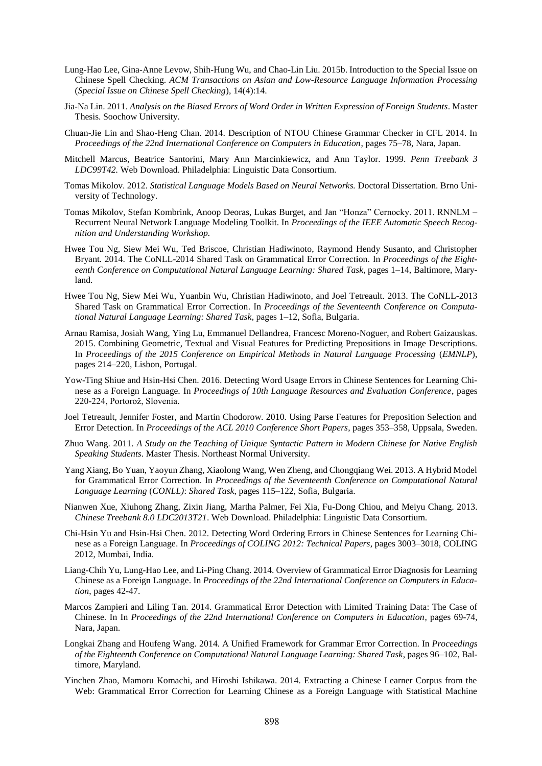Lung-Hao Lee, Gina-Anne Levow, Shih-Hung Wu, and Chao-Lin Liu. 2015b. Introduction to the Special Issue on Chinese Spell Checking. *ACM Transactions on Asian and Low-Resource Language Information Processing* (*Special Issue on Chinese Spell Checking*), 14(4):14.

Jia-Na Lin. 2011. *Analysis on the Biased Errors of Word Order in Written Expression of Foreign Students*. Master Thesis. Soochow University.

Chuan-Jie Lin and Shao-Heng Chan. 2014. Description of NTOU Chinese Grammar Checker in CFL 2014. In *Proceedings of the 22nd International Conference on Computers in Education*, pages 75–78, Nara, Japan.

Mitchell Marcus, Beatrice Santorini, Mary Ann Marcinkiewicz, and Ann Taylor. 1999. *Penn Treebank 3 LDC99T42.* Web Download. Philadelphia: Linguistic Data Consortium.

Tomas Mikolov. 2012. *Statistical Language Models Based on Neural Networks.* Doctoral Dissertation. Brno University of Technology.

Tomas Mikolov, Stefan Kombrink, Anoop Deoras, Lukas Burget, and Jan "Honza" Cernocky. 2011. RNNLM – Recurrent Neural Network Language Modeling Toolkit. In *Proceedings of the IEEE Automatic Speech Recognition and Understanding Workshop.*

Hwee Tou Ng, Siew Mei Wu, Ted Briscoe, Christian Hadiwinoto, Raymond Hendy Susanto, and Christopher Bryant. 2014. The CoNLL-2014 Shared Task on Grammatical Error Correction. In *Proceedings of the Eighteenth Conference on Computational Natural Language Learning: Shared Task*, pages 1–14, Baltimore, Maryland.

Hwee Tou Ng, Siew Mei Wu, Yuanbin Wu, Christian Hadiwinoto, and Joel Tetreault. 2013. The CoNLL-2013 Shared Task on Grammatical Error Correction. In *Proceedings of the Seventeenth Conference on Computational Natural Language Learning: Shared Task*, pages 1–12, Sofia, Bulgaria.

Arnau Ramisa, Josiah Wang, Ying Lu, Emmanuel Dellandrea, Francesc Moreno-Noguer, and Robert Gaizauskas. 2015. Combining Geometric, Textual and Visual Features for Predicting Prepositions in Image Descriptions. In *Proceedings of the 2015 Conference on Empirical Methods in Natural Language Processing* (*EMNLP*), pages 214–220, Lisbon, Portugal.

Yow-Ting Shiue and Hsin-Hsi Chen. 2016. Detecting Word Usage Errors in Chinese Sentences for Learning Chinese as a Foreign Language. In *Proceedings of 10th Language Resources and Evaluation Conference*, pages 220-224, Portorož, Slovenia.

Joel Tetreault, Jennifer Foster, and Martin Chodorow. 2010. Using Parse Features for Preposition Selection and Error Detection. In *Proceedings of the ACL 2010 Conference Short Papers*, pages 353–358, Uppsala, Sweden.

Zhuo Wang. 2011. *A Study on the Teaching of Unique Syntactic Pattern in Modern Chinese for Native English Speaking Students*. Master Thesis. Northeast Normal University.

Yang Xiang, Bo Yuan, Yaoyun Zhang, Xiaolong Wang, Wen Zheng, and Chongqiang Wei. 2013. A Hybrid Model for Grammatical Error Correction. In *Proceedings of the Seventeenth Conference on Computational Natural Language Learning* (*CONLL*): *Shared Task*, pages 115–122, Sofia, Bulgaria.

Nianwen Xue, Xiuhong Zhang, Zixin Jiang, Martha Palmer, Fei Xia, Fu-Dong Chiou, and Meiyu Chang. 2013. *Chinese Treebank 8.0 LDC2013T21*. Web Download. Philadelphia: Linguistic Data Consortium.

Chi-Hsin Yu and Hsin-Hsi Chen. 2012. Detecting Word Ordering Errors in Chinese Sentences for Learning Chinese as a Foreign Language. In *Proceedings of COLING 2012: Technical Papers*, pages 3003–3018, COLING 2012, Mumbai, India.

Liang-Chih Yu, Lung-Hao Lee, and Li-Ping Chang. 2014. Overview of Grammatical Error Diagnosis for Learning Chinese as a Foreign Language. In *Proceedings of the 22nd International Conference on Computers in Education*, pages 42-47.

Marcos Zampieri and Liling Tan. 2014. Grammatical Error Detection with Limited Training Data: The Case of Chinese. In In *Proceedings of the 22nd International Conference on Computers in Education*, pages 69-74, Nara, Japan.

Longkai Zhang and Houfeng Wang. 2014. A Unified Framework for Grammar Error Correction. In *Proceedings of the Eighteenth Conference on Computational Natural Language Learning: Shared Task*, pages 96–102, Baltimore, Maryland.

Yinchen Zhao, Mamoru Komachi, and Hiroshi Ishikawa. 2014. Extracting a Chinese Learner Corpus from the Web: Grammatical Error Correction for Learning Chinese as a Foreign Language with Statistical Machine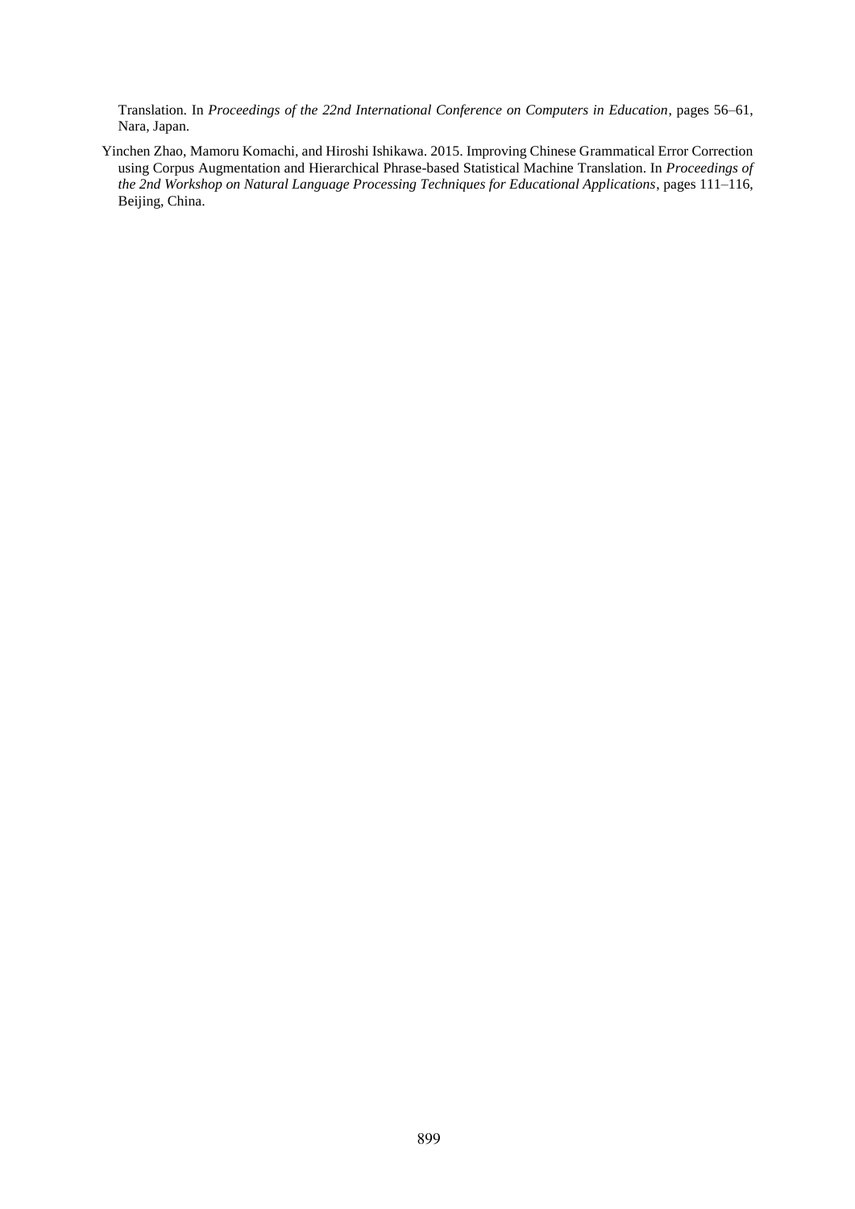Translation. In *Proceedings of the 22nd International Conference on Computers in Education*, pages 56–61, Nara, Japan.

Yinchen Zhao, Mamoru Komachi, and Hiroshi Ishikawa. 2015. Improving Chinese Grammatical Error Correction using Corpus Augmentation and Hierarchical Phrase-based Statistical Machine Translation. In *Proceedings of the 2nd Workshop on Natural Language Processing Techniques for Educational Applications*, pages 111–116, Beijing, China.